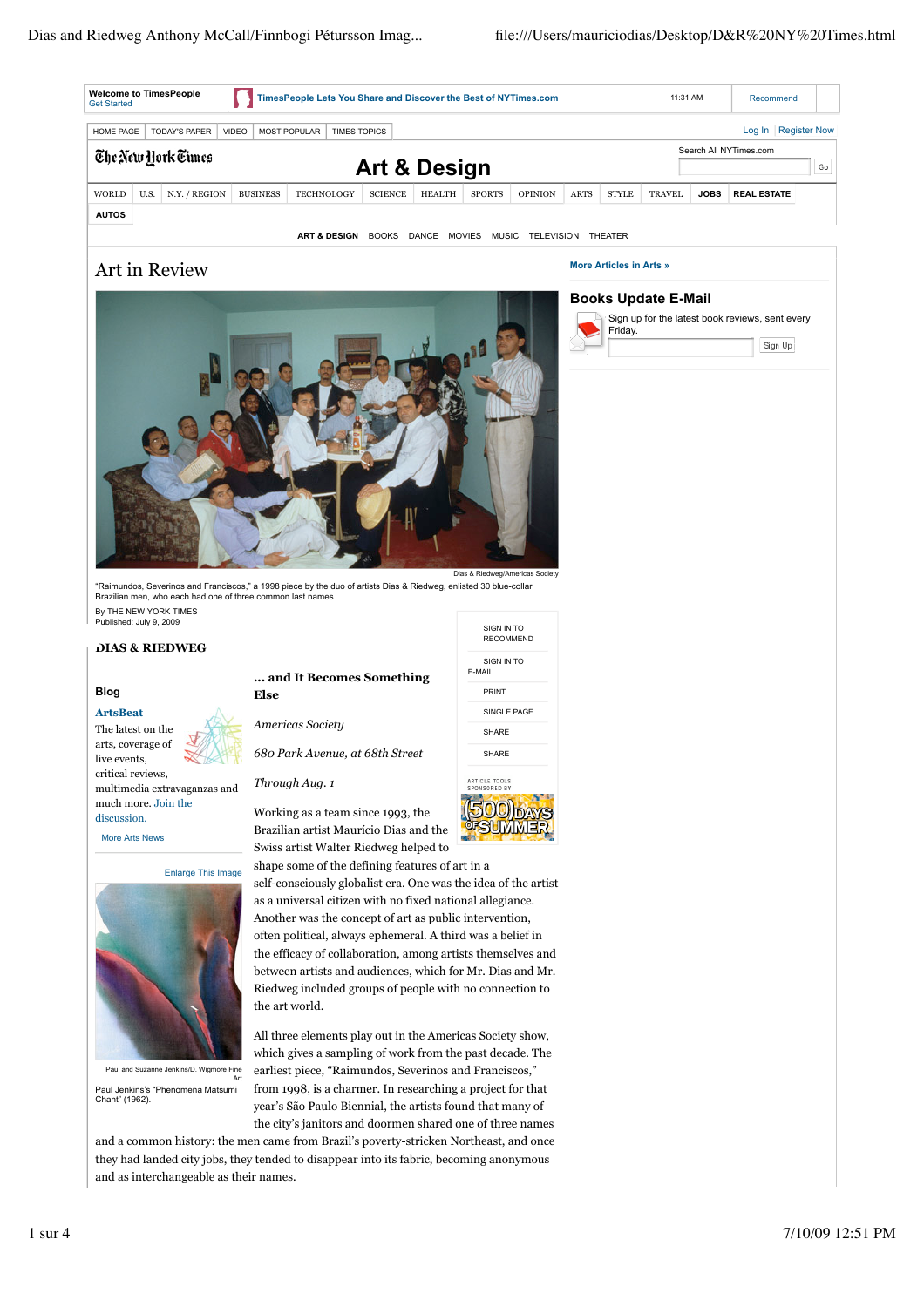# Art in Review

Dias & Riedweg/Americas Society

"Raimundos, Severinos and Franciscos," a 1998 piece by the duo of artists Dias & Riedweg, enlisted 30 blue-collar Brazilian men, who each had one of three common last names.

By THE NEW YORK TIMES
Published: July 9, 2009

## DIAS & RIEDWEG

### ... and It Becomes Something Else

*Americas Society*

*680 Park Avenue, at 68th Street*

*Through Aug. 1*

Working as a team since 1993, the Brazilian artist Maurício Dias and the Swiss artist Walter Riedweg helped to shape some of the defining features of art in a self-consciously globalist era. One was the idea of the artist as a universal citizen with no fixed national allegiance. Another was the concept of art as public intervention, often political, always ephemeral. A third was a belief in the efficacy of collaboration, among artists themselves and between artists and audiences, which for Mr. Dias and Mr. Riedweg included groups of people with no connection to the art world.

All three elements play out in the Americas Society show, which gives a sampling of work from the past decade. The earliest piece, "Raimundos, Severinos and Franciscos," from 1998, is a charmer. In researching a project for that year's São Paulo Biennial, the artists found that many of the city's janitors and doormen shared one of three names and a common history: the men came from Brazil's poverty-stricken Northeast, and once they had landed city jobs, they tended to disappear into its fabric, becoming anonymous and as interchangeable as their names.

Paul and Suzanne Jenkins/D. Wigmore Fine Art

Paul Jenkins's "Phenomena Matsumi Chant" (1962).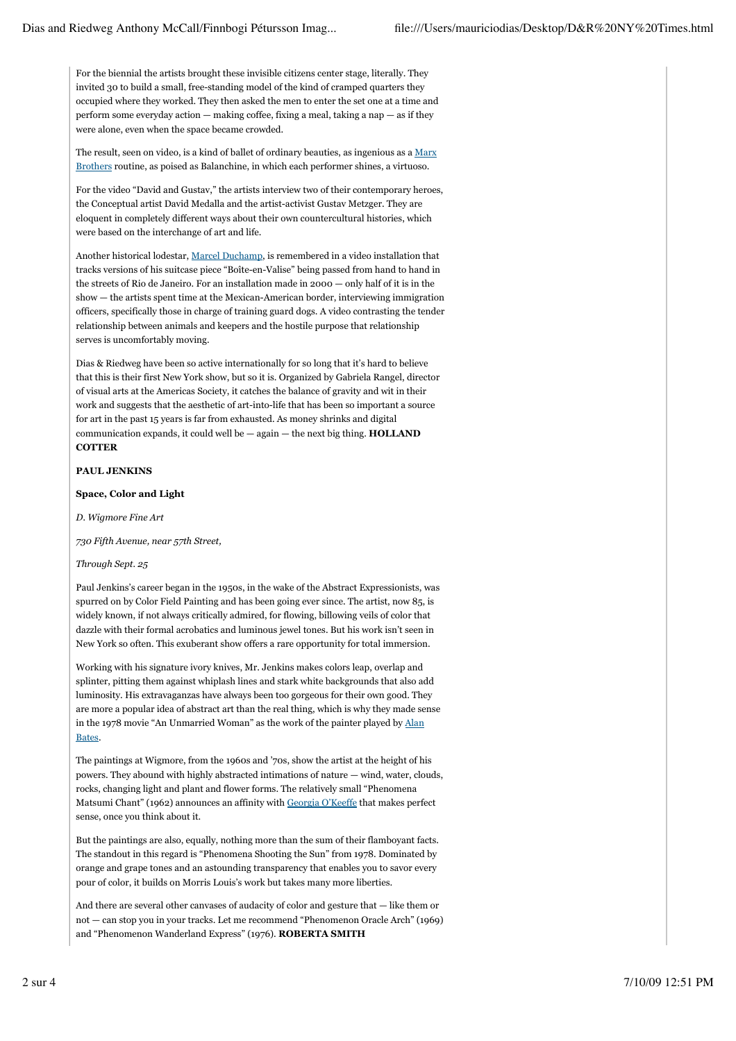For the biennial the artists brought these invisible citizens center stage, literally. They invited 30 to build a small, free-standing model of the kind of cramped quarters they occupied where they worked. They then asked the men to enter the set one at a time and perform some everyday action — making coffee, fixing a meal, taking a nap — as if they were alone, even when the space became crowded.

The result, seen on video, is a kind of ballet of ordinary beauties, as ingenious as a Marx Brothers routine, as poised as Balanchine, in which each performer shines, a virtuoso.

For the video "David and Gustav," the artists interview two of their contemporary heroes, the Conceptual artist David Medalla and the artist-activist Gustav Metzger. They are eloquent in completely different ways about their own countercultural histories, which were based on the interchange of art and life.

Another historical lodestar, Marcel Duchamp, is remembered in a video installation that tracks versions of his suitcase piece "Boîte-en-Valise" being passed from hand to hand in the streets of Rio de Janeiro. For an installation made in 2000 — only half of it is in the show — the artists spent time at the Mexican-American border, interviewing immigration officers, specifically those in charge of training guard dogs. A video contrasting the tender relationship between animals and keepers and the hostile purpose that relationship serves is uncomfortably moving.

Dias & Riedweg have been so active internationally for so long that it's hard to believe that this is their first New York show, but so it is. Organized by Gabriela Rangel, director of visual arts at the Americas Society, it catches the balance of gravity and wit in their work and suggests that the aesthetic of art-into-life that has been so important a source for art in the past 15 years is far from exhausted. As money shrinks and digital communication expands, it could well be — again — the next big thing. **HOLLAND COTTER**

**PAUL JENKINS**

**Space, Color and Light**

*D. Wigmore Fine Art*

*730 Fifth Avenue, near 57th Street,*

*Through Sept. 25*

Paul Jenkins's career began in the 1950s, in the wake of the Abstract Expressionists, was spurred on by Color Field Painting and has been going ever since. The artist, now 85, is widely known, if not always critically admired, for flowing, billowing veils of color that dazzle with their formal acrobatics and luminous jewel tones. But his work isn't seen in New York so often. This exuberant show offers a rare opportunity for total immersion.

Working with his signature ivory knives, Mr. Jenkins makes colors leap, overlap and splinter, pitting them against whiplash lines and stark white backgrounds that also add luminosity. His extravaganzas have always been too gorgeous for their own good. They are more a popular idea of abstract art than the real thing, which is why they made sense in the 1978 movie "An Unmarried Woman" as the work of the painter played by Alan Bates.

The paintings at Wigmore, from the 1960s and '70s, show the artist at the height of his powers. They abound with highly abstracted intimations of nature — wind, water, clouds, rocks, changing light and plant and flower forms. The relatively small "Phenomena Matsumi Chant" (1962) announces an affinity with Georgia O'Keeffe that makes perfect sense, once you think about it.

But the paintings are also, equally, nothing more than the sum of their flamboyant facts. The standout in this regard is "Phenomena Shooting the Sun" from 1978. Dominated by orange and grape tones and an astounding transparency that enables you to savor every pour of color, it builds on Morris Louis's work but takes many more liberties.

And there are several other canvases of audacity of color and gesture that — like them or not — can stop you in your tracks. Let me recommend "Phenomenon Oracle Arch" (1969) and "Phenomenon Wanderland Express" (1976). **ROBERTA SMITH**